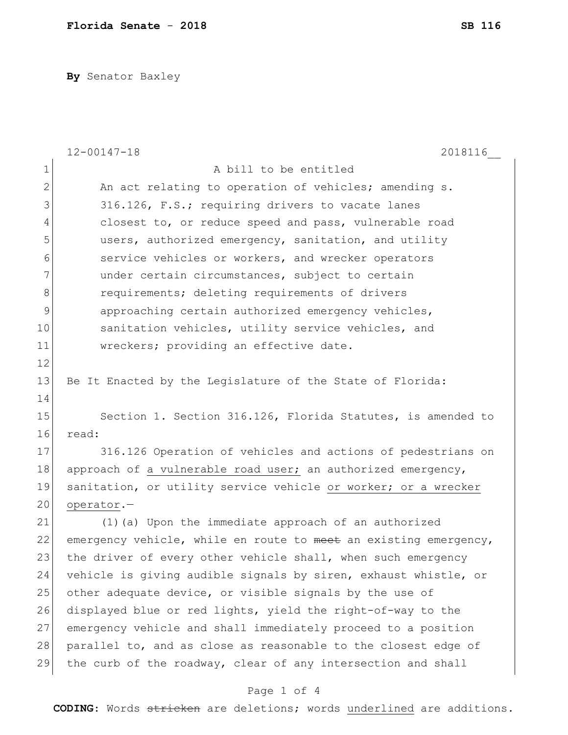**By** Senator Baxley

12-00147-18 2018116__

A bill to be entitled

An act relating to operation of vehicles; amending s. 316.126, F.S.; requiring drivers to vacate lanes closest to, or reduce speed and pass, vulnerable road users, authorized emergency, sanitation, and utility service vehicles or workers, and wrecker operators under certain circumstances, subject to certain requirements; deleting requirements of drivers approaching certain authorized emergency vehicles, sanitation vehicles, utility service vehicles, and wreckers; providing an effective date.

Be It Enacted by the Legislature of the State of Florida:

Section 1. Section 316.126, Florida Statutes, is amended to read:

316.126 Operation of vehicles and actions of pedestrians on approach of <u>a vulnerable road user;</u> an authorized emergency, sanitation, or utility service vehicle <u>or worker; or a wrecker operator</u>.—

(1)(a) Upon the immediate approach of an authorized emergency vehicle, while en route to ~~meet~~ an existing emergency, the driver of every other vehicle shall, when such emergency vehicle is giving audible signals by siren, exhaust whistle, or other adequate device, or visible signals by the use of displayed blue or red lights, yield the right-of-way to the emergency vehicle and shall immediately proceed to a position parallel to, and as close as reasonable to the closest edge of the curb of the roadway, clear of any intersection and shall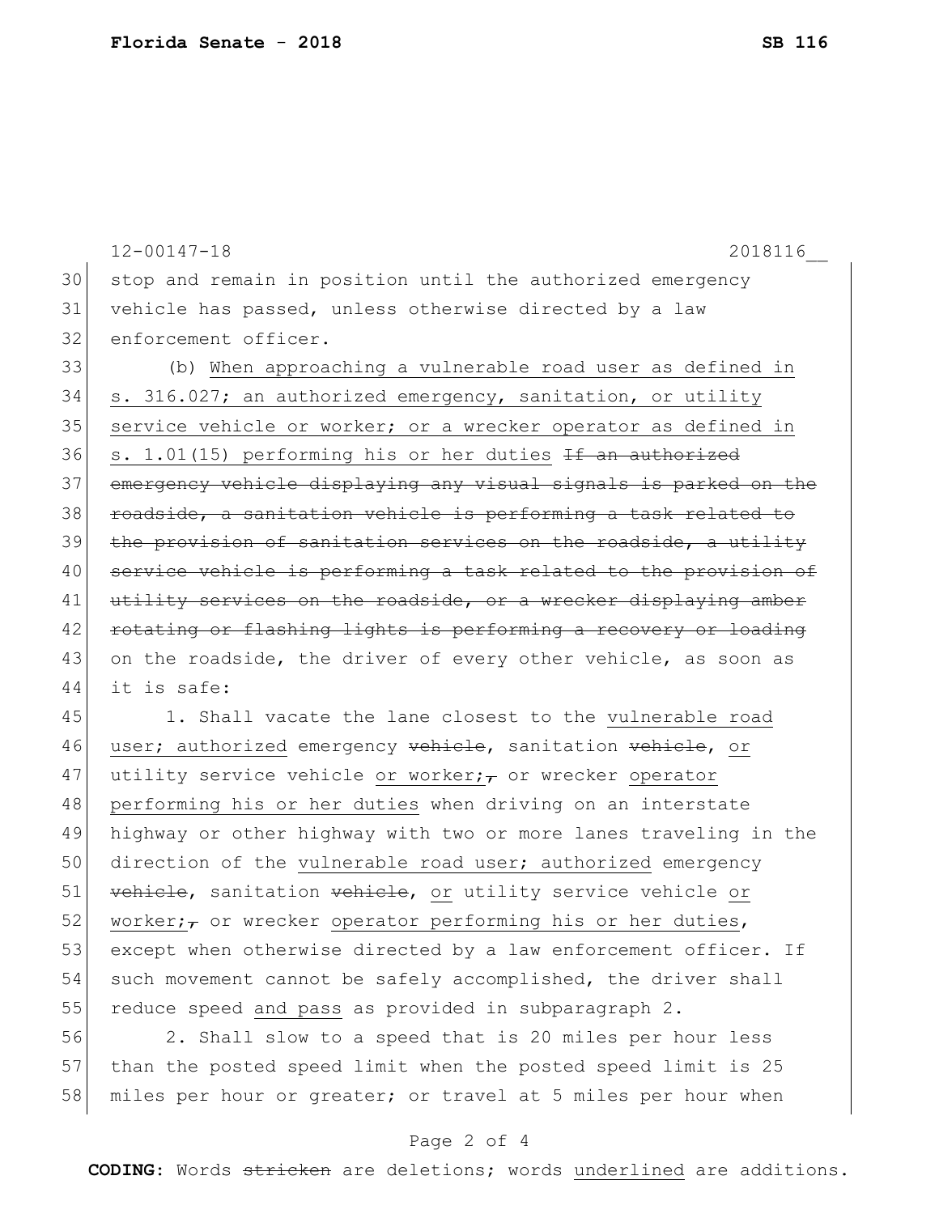stop and remain in position until the authorized emergency vehicle has passed, unless otherwise directed by a law enforcement officer.

(b) <u>When approaching a vulnerable road user as defined in s. 316.027; an authorized emergency, sanitation, or utility service vehicle or worker; or a wrecker operator as defined in s. 1.01(15) performing his or her duties</u> ~~If an authorized emergency vehicle displaying any visual signals is parked on the roadside, a sanitation vehicle is performing a task related to the provision of sanitation services on the roadside, a utility service vehicle is performing a task related to the provision of utility services on the roadside, or a wrecker displaying amber rotating or flashing lights is performing a recovery or loading~~ on the roadside, the driver of every other vehicle, as soon as it is safe:

1. Shall vacate the lane closest to the <u>vulnerable road user; authorized</u> emergency ~~vehicle~~, sanitation ~~vehicle~~, <u>or</u> utility service vehicle <u>or worker;</u>~~,~~ or wrecker <u>operator performing his or her duties</u> when driving on an interstate highway or other highway with two or more lanes traveling in the direction of the <u>vulnerable road user; authorized</u> emergency ~~vehicle~~, sanitation ~~vehicle~~, <u>or</u> utility service vehicle <u>or worker;</u>~~,~~ or wrecker <u>operator performing his or her duties</u>, except when otherwise directed by a law enforcement officer. If such movement cannot be safely accomplished, the driver shall reduce speed <u>and pass</u> as provided in subparagraph 2.

2. Shall slow to a speed that is 20 miles per hour less than the posted speed limit when the posted speed limit is 25 miles per hour or greater; or travel at 5 miles per hour when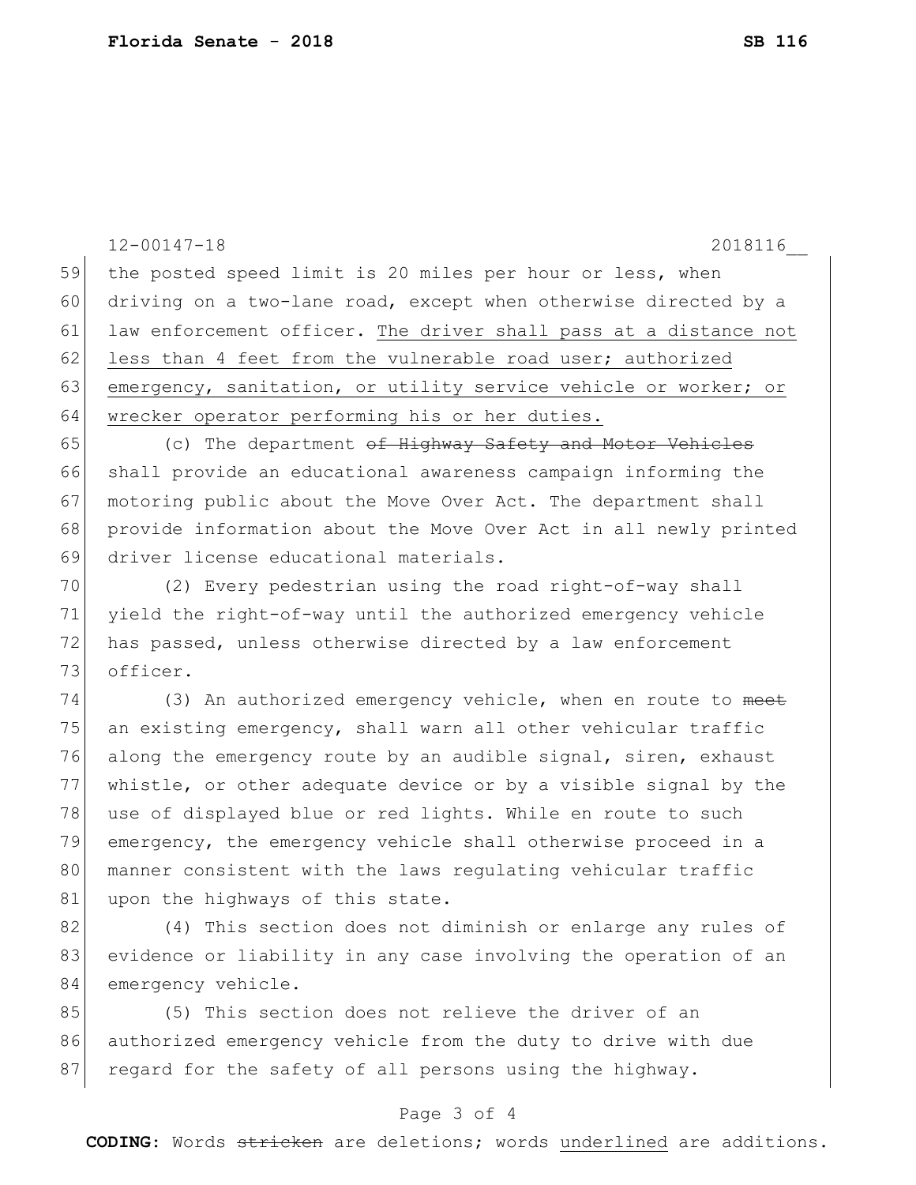the posted speed limit is 20 miles per hour or less, when driving on a two-lane road, except when otherwise directed by a law enforcement officer. <u>The driver shall pass at a distance not less than 4 feet from the vulnerable road user; authorized emergency, sanitation, or utility service vehicle or worker; or wrecker operator performing his or her duties.</u>

(c) The department ~~of Highway Safety and Motor Vehicles~~ shall provide an educational awareness campaign informing the motoring public about the Move Over Act. The department shall provide information about the Move Over Act in all newly printed driver license educational materials.

(2) Every pedestrian using the road right-of-way shall yield the right-of-way until the authorized emergency vehicle has passed, unless otherwise directed by a law enforcement officer.

(3) An authorized emergency vehicle, when en route to ~~meet~~ an existing emergency, shall warn all other vehicular traffic along the emergency route by an audible signal, siren, exhaust whistle, or other adequate device or by a visible signal by the use of displayed blue or red lights. While en route to such emergency, the emergency vehicle shall otherwise proceed in a manner consistent with the laws regulating vehicular traffic upon the highways of this state.

(4) This section does not diminish or enlarge any rules of evidence or liability in any case involving the operation of an emergency vehicle.

(5) This section does not relieve the driver of an authorized emergency vehicle from the duty to drive with due regard for the safety of all persons using the highway.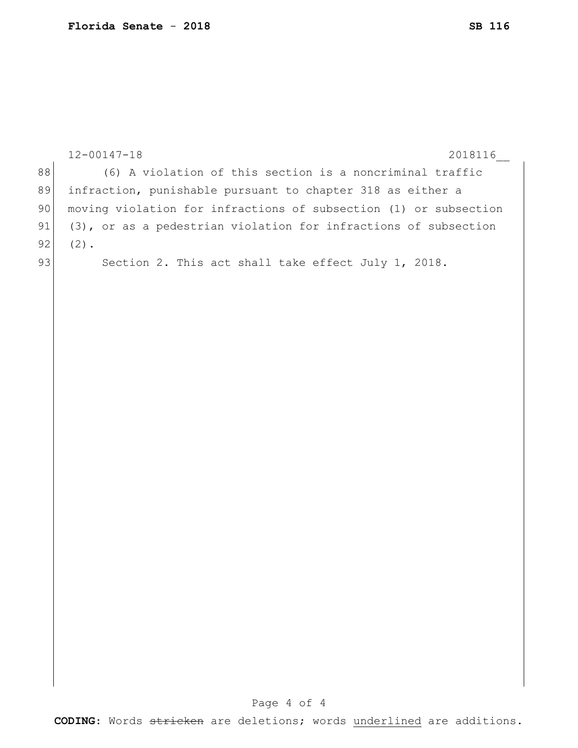(6) A violation of this section is a noncriminal traffic infraction, punishable pursuant to chapter 318 as either a moving violation for infractions of subsection (1) or subsection (3), or as a pedestrian violation for infractions of subsection (2).

Section 2. This act shall take effect July 1, 2018.